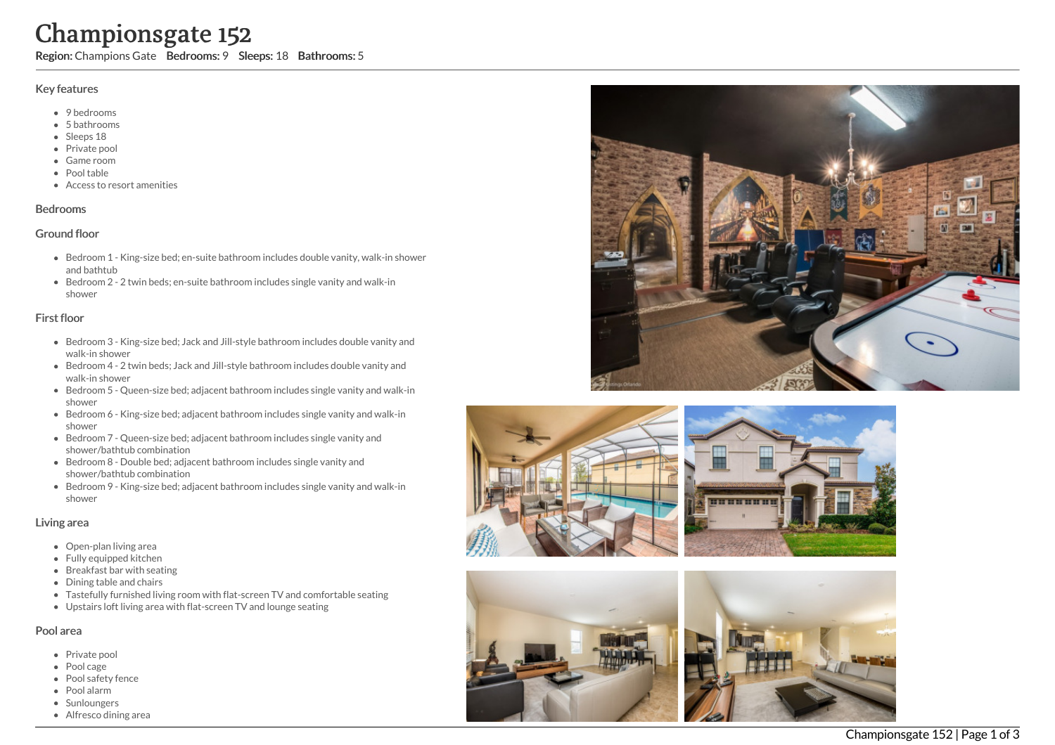# Championsgate 152

**Region:** Champions Gate **Bedrooms:** 9 **Sleeps:** 18 **Bathrooms:** 5

## Key features

- 9 bedrooms
- 5 bathrooms
- Sleeps 18
- Private pool
- Game room
- Pool table
- Access to resort amenities

## Bedrooms

### Ground floor

- Bedroom 1 - King-size bed; en-suite bathroom includes double vanity, walk-in shower and bathtub
- Bedroom 2 - 2 twin beds; en-suite bathroom includes single vanity and walk-in shower

### First floor

- Bedroom 3 - King-size bed; Jack and Jill-style bathroom includes double vanity and walk-in shower
- Bedroom 4 - 2 twin beds; Jack and Jill-style bathroom includes double vanity and walk-in shower
- Bedroom 5 - Queen-size bed; adjacent bathroom includes single vanity and walk-in shower
- Bedroom 6 - King-size bed; adjacent bathroom includes single vanity and walk-in shower
- Bedroom 7 - Queen-size bed; adjacent bathroom includes single vanity and shower/bathtub combination
- Bedroom 8 - Double bed; adjacent bathroom includes single vanity and shower/bathtub combination
- Bedroom 9 - King-size bed; adjacent bathroom includes single vanity and walk-in shower

## Living area

- Open-plan living area
- Fully equipped kitchen
- Breakfast bar with seating
- Dining table and chairs
- Tastefully furnished living room with flat-screen TV and comfortable seating
- Upstairs loft living area with flat-screen TV and lounge seating

## Pool area

- Private pool
- Pool cage
- Pool safety fence
- Pool alarm
- Sunloungers
- Alfresco dining area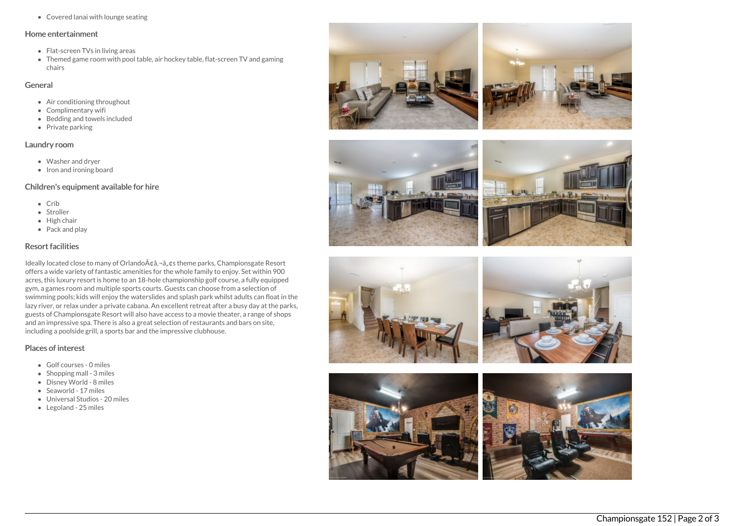- Covered lanai with lounge seating

## Home entertainment

- Flat-screen TVs in living areas
- Themed game room with pool table, air hockey table, flat-screen TV and gaming chairs

## General

- Air conditioning throughout
- Complimentary wifi
- Bedding and towels included
- Private parking

## Laundry room

- Washer and dryer
- Iron and ironing board

## Children's equipment available for hire

- Crib
- Stroller
- High chair
- Pack and play

## Resort facilities

Ideally located close to many of OrlandoÃ¢â‚¬â„¢s theme parks, Championsgate Resort offers a wide variety of fantastic amenities for the whole family to enjoy. Set within 900 acres, this luxury resort is home to an 18-hole championship golf course, a fully equipped gym, a games room and multiple sports courts. Guests can choose from a selection of swimming pools; kids will enjoy the waterslides and splash park whilst adults can float in the lazy river, or relax under a private cabana. An excellent retreat after a busy day at the parks, guests of Championsgate Resort will also have access to a movie theater, a range of shops and an impressive spa. There is also a great selection of restaurants and bars on site, including a poolside grill, a sports bar and the impressive clubhouse.

## Places of interest

- Golf courses - 0 miles
- Shopping mall - 3 miles
- Disney World - 8 miles
- Seaworld - 17 miles
- Universal Studios - 20 miles
- Legoland - 25 miles